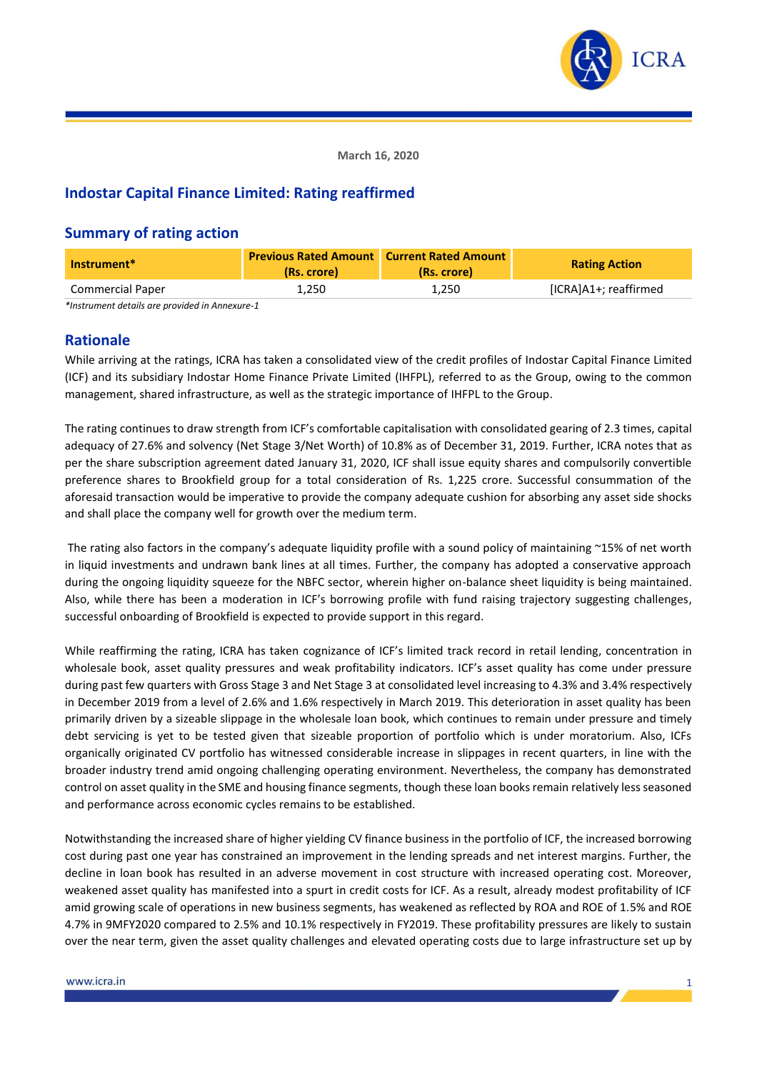March 16, 2020

# Indostar Capital Finance Limited: Rating reaffirmed

## Summary of rating action

| Instrument* | Previous Rated Amount (Rs. crore) | Current Rated Amount (Rs. crore) | Rating Action |
|---|---|---|---|
| Commercial Paper | 1,250 | 1,250 | [ICRA]A1+; reaffirmed |

*Instrument details are provided in Annexure-1*

## Rationale

While arriving at the ratings, ICRA has taken a consolidated view of the credit profiles of Indostar Capital Finance Limited (ICF) and its subsidiary Indostar Home Finance Private Limited (IHFPL), referred to as the Group, owing to the common management, shared infrastructure, as well as the strategic importance of IHFPL to the Group.

The rating continues to draw strength from ICF's comfortable capitalisation with consolidated gearing of 2.3 times, capital adequacy of 27.6% and solvency (Net Stage 3/Net Worth) of 10.8% as of December 31, 2019. Further, ICRA notes that as per the share subscription agreement dated January 31, 2020, ICF shall issue equity shares and compulsorily convertible preference shares to Brookfield group for a total consideration of Rs. 1,225 crore. Successful consummation of the aforesaid transaction would be imperative to provide the company adequate cushion for absorbing any asset side shocks and shall place the company well for growth over the medium term.

The rating also factors in the company's adequate liquidity profile with a sound policy of maintaining ~15% of net worth in liquid investments and undrawn bank lines at all times. Further, the company has adopted a conservative approach during the ongoing liquidity squeeze for the NBFC sector, wherein higher on-balance sheet liquidity is being maintained. Also, while there has been a moderation in ICF's borrowing profile with fund raising trajectory suggesting challenges, successful onboarding of Brookfield is expected to provide support in this regard.

While reaffirming the rating, ICRA has taken cognizance of ICF's limited track record in retail lending, concentration in wholesale book, asset quality pressures and weak profitability indicators. ICF's asset quality has come under pressure during past few quarters with Gross Stage 3 and Net Stage 3 at consolidated level increasing to 4.3% and 3.4% respectively in December 2019 from a level of 2.6% and 1.6% respectively in March 2019. This deterioration in asset quality has been primarily driven by a sizeable slippage in the wholesale loan book, which continues to remain under pressure and timely debt servicing is yet to be tested given that sizeable proportion of portfolio which is under moratorium. Also, ICFs organically originated CV portfolio has witnessed considerable increase in slippages in recent quarters, in line with the broader industry trend amid ongoing challenging operating environment. Nevertheless, the company has demonstrated control on asset quality in the SME and housing finance segments, though these loan books remain relatively less seasoned and performance across economic cycles remains to be established.

Notwithstanding the increased share of higher yielding CV finance business in the portfolio of ICF, the increased borrowing cost during past one year has constrained an improvement in the lending spreads and net interest margins. Further, the decline in loan book has resulted in an adverse movement in cost structure with increased operating cost. Moreover, weakened asset quality has manifested into a spurt in credit costs for ICF. As a result, already modest profitability of ICF amid growing scale of operations in new business segments, has weakened as reflected by ROA and ROE of 1.5% and ROE 4.7% in 9MFY2020 compared to 2.5% and 10.1% respectively in FY2019. These profitability pressures are likely to sustain over the near term, given the asset quality challenges and elevated operating costs due to large infrastructure set up by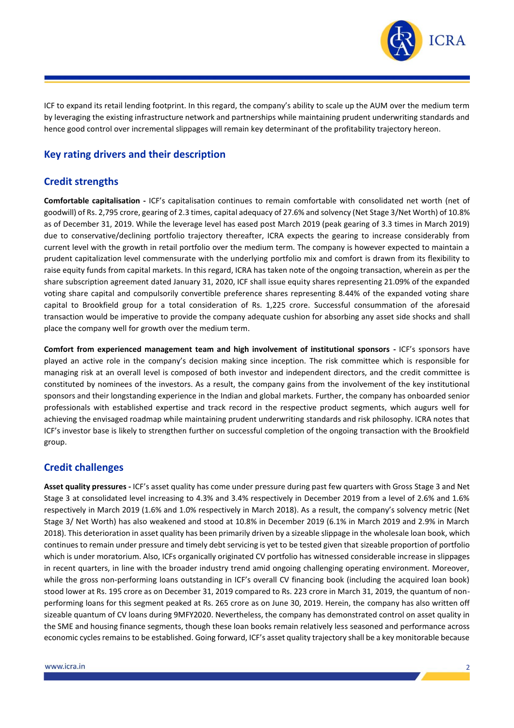ICF to expand its retail lending footprint. In this regard, the company's ability to scale up the AUM over the medium term by leveraging the existing infrastructure network and partnerships while maintaining prudent underwriting standards and hence good control over incremental slippages will remain key determinant of the profitability trajectory hereon.

## Key rating drivers and their description

## Credit strengths

**Comfortable capitalisation -** ICF's capitalisation continues to remain comfortable with consolidated net worth (net of goodwill) of Rs. 2,795 crore, gearing of 2.3 times, capital adequacy of 27.6% and solvency (Net Stage 3/Net Worth) of 10.8% as of December 31, 2019. While the leverage level has eased post March 2019 (peak gearing of 3.3 times in March 2019) due to conservative/declining portfolio trajectory thereafter, ICRA expects the gearing to increase considerably from current level with the growth in retail portfolio over the medium term. The company is however expected to maintain a prudent capitalization level commensurate with the underlying portfolio mix and comfort is drawn from its flexibility to raise equity funds from capital markets. In this regard, ICRA has taken note of the ongoing transaction, wherein as per the share subscription agreement dated January 31, 2020, ICF shall issue equity shares representing 21.09% of the expanded voting share capital and compulsorily convertible preference shares representing 8.44% of the expanded voting share capital to Brookfield group for a total consideration of Rs. 1,225 crore. Successful consummation of the aforesaid transaction would be imperative to provide the company adequate cushion for absorbing any asset side shocks and shall place the company well for growth over the medium term.

**Comfort from experienced management team and high involvement of institutional sponsors -** ICF's sponsors have played an active role in the company's decision making since inception. The risk committee which is responsible for managing risk at an overall level is composed of both investor and independent directors, and the credit committee is constituted by nominees of the investors. As a result, the company gains from the involvement of the key institutional sponsors and their longstanding experience in the Indian and global markets. Further, the company has onboarded senior professionals with established expertise and track record in the respective product segments, which augurs well for achieving the envisaged roadmap while maintaining prudent underwriting standards and risk philosophy. ICRA notes that ICF's investor base is likely to strengthen further on successful completion of the ongoing transaction with the Brookfield group.

## Credit challenges

**Asset quality pressures -** ICF's asset quality has come under pressure during past few quarters with Gross Stage 3 and Net Stage 3 at consolidated level increasing to 4.3% and 3.4% respectively in December 2019 from a level of 2.6% and 1.6% respectively in March 2019 (1.6% and 1.0% respectively in March 2018). As a result, the company's solvency metric (Net Stage 3/ Net Worth) has also weakened and stood at 10.8% in December 2019 (6.1% in March 2019 and 2.9% in March 2018). This deterioration in asset quality has been primarily driven by a sizeable slippage in the wholesale loan book, which continues to remain under pressure and timely debt servicing is yet to be tested given that sizeable proportion of portfolio which is under moratorium. Also, ICFs organically originated CV portfolio has witnessed considerable increase in slippages in recent quarters, in line with the broader industry trend amid ongoing challenging operating environment. Moreover, while the gross non-performing loans outstanding in ICF's overall CV financing book (including the acquired loan book) stood lower at Rs. 195 crore as on December 31, 2019 compared to Rs. 223 crore in March 31, 2019, the quantum of non-performing loans for this segment peaked at Rs. 265 crore as on June 30, 2019. Herein, the company has also written off sizeable quantum of CV loans during 9MFY2020. Nevertheless, the company has demonstrated control on asset quality in the SME and housing finance segments, though these loan books remain relatively less seasoned and performance across economic cycles remains to be established. Going forward, ICF's asset quality trajectory shall be a key monitorable because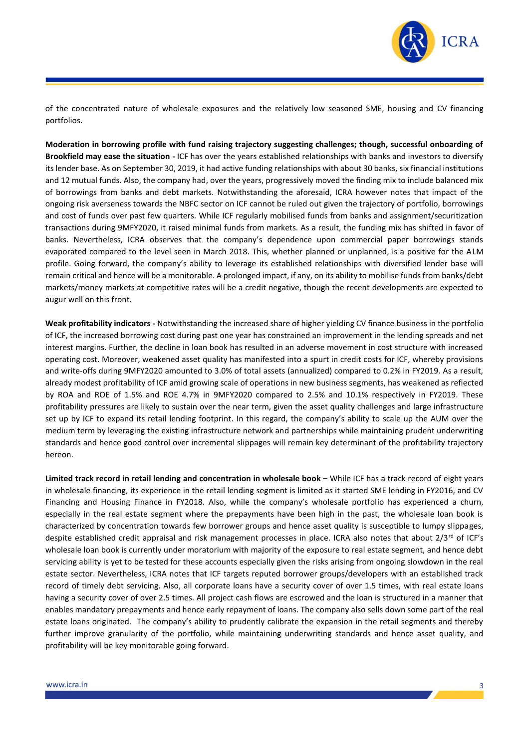of the concentrated nature of wholesale exposures and the relatively low seasoned SME, housing and CV financing portfolios.

**Moderation in borrowing profile with fund raising trajectory suggesting challenges; though, successful onboarding of Brookfield may ease the situation -** ICF has over the years established relationships with banks and investors to diversify its lender base. As on September 30, 2019, it had active funding relationships with about 30 banks, six financial institutions and 12 mutual funds. Also, the company had, over the years, progressively moved the finding mix to include balanced mix of borrowings from banks and debt markets. Notwithstanding the aforesaid, ICRA however notes that impact of the ongoing risk averseness towards the NBFC sector on ICF cannot be ruled out given the trajectory of portfolio, borrowings and cost of funds over past few quarters. While ICF regularly mobilised funds from banks and assignment/securitization transactions during 9MFY2020, it raised minimal funds from markets. As a result, the funding mix has shifted in favor of banks. Nevertheless, ICRA observes that the company's dependence upon commercial paper borrowings stands evaporated compared to the level seen in March 2018. This, whether planned or unplanned, is a positive for the ALM profile. Going forward, the company's ability to leverage its established relationships with diversified lender base will remain critical and hence will be a monitorable. A prolonged impact, if any, on its ability to mobilise funds from banks/debt markets/money markets at competitive rates will be a credit negative, though the recent developments are expected to augur well on this front.

**Weak profitability indicators -** Notwithstanding the increased share of higher yielding CV finance business in the portfolio of ICF, the increased borrowing cost during past one year has constrained an improvement in the lending spreads and net interest margins. Further, the decline in loan book has resulted in an adverse movement in cost structure with increased operating cost. Moreover, weakened asset quality has manifested into a spurt in credit costs for ICF, whereby provisions and write-offs during 9MFY2020 amounted to 3.0% of total assets (annualized) compared to 0.2% in FY2019. As a result, already modest profitability of ICF amid growing scale of operations in new business segments, has weakened as reflected by ROA and ROE of 1.5% and ROE 4.7% in 9MFY2020 compared to 2.5% and 10.1% respectively in FY2019. These profitability pressures are likely to sustain over the near term, given the asset quality challenges and large infrastructure set up by ICF to expand its retail lending footprint. In this regard, the company's ability to scale up the AUM over the medium term by leveraging the existing infrastructure network and partnerships while maintaining prudent underwriting standards and hence good control over incremental slippages will remain key determinant of the profitability trajectory hereon.

**Limited track record in retail lending and concentration in wholesale book –** While ICF has a track record of eight years in wholesale financing, its experience in the retail lending segment is limited as it started SME lending in FY2016, and CV Financing and Housing Finance in FY2018. Also, while the company's wholesale portfolio has experienced a churn, especially in the real estate segment where the prepayments have been high in the past, the wholesale loan book is characterized by concentration towards few borrower groups and hence asset quality is susceptible to lumpy slippages, despite established credit appraisal and risk management processes in place. ICRA also notes that about 2/3rd of ICF's wholesale loan book is currently under moratorium with majority of the exposure to real estate segment, and hence debt servicing ability is yet to be tested for these accounts especially given the risks arising from ongoing slowdown in the real estate sector. Nevertheless, ICRA notes that ICF targets reputed borrower groups/developers with an established track record of timely debt servicing. Also, all corporate loans have a security cover of over 1.5 times, with real estate loans having a security cover of over 2.5 times. All project cash flows are escrowed and the loan is structured in a manner that enables mandatory prepayments and hence early repayment of loans. The company also sells down some part of the real estate loans originated. The company's ability to prudently calibrate the expansion in the retail segments and thereby further improve granularity of the portfolio, while maintaining underwriting standards and hence asset quality, and profitability will be key monitorable going forward.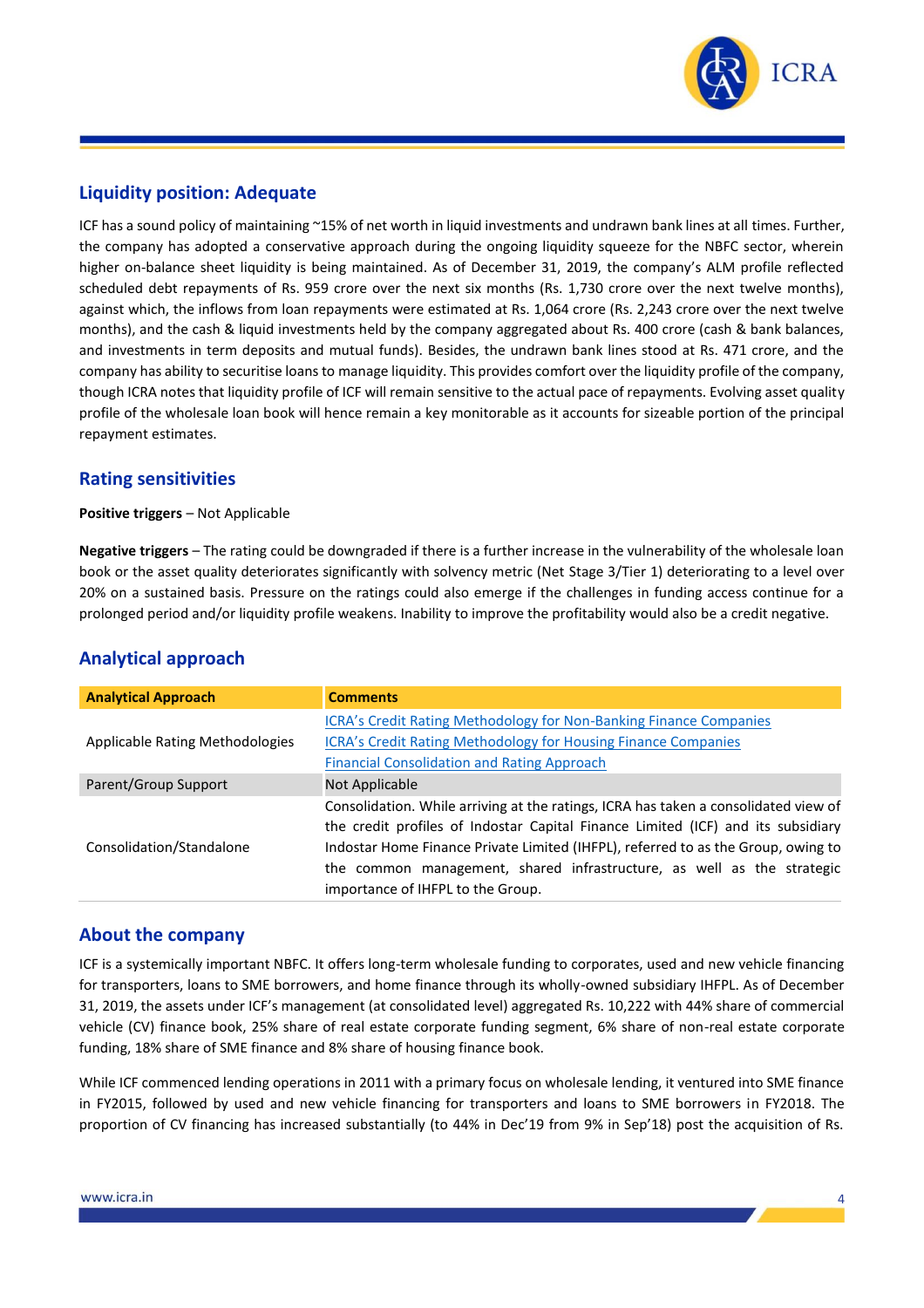## Liquidity position: Adequate

ICF has a sound policy of maintaining ~15% of net worth in liquid investments and undrawn bank lines at all times. Further, the company has adopted a conservative approach during the ongoing liquidity squeeze for the NBFC sector, wherein higher on-balance sheet liquidity is being maintained. As of December 31, 2019, the company's ALM profile reflected scheduled debt repayments of Rs. 959 crore over the next six months (Rs. 1,730 crore over the next twelve months), against which, the inflows from loan repayments were estimated at Rs. 1,064 crore (Rs. 2,243 crore over the next twelve months), and the cash & liquid investments held by the company aggregated about Rs. 400 crore (cash & bank balances, and investments in term deposits and mutual funds). Besides, the undrawn bank lines stood at Rs. 471 crore, and the company has ability to securitise loans to manage liquidity. This provides comfort over the liquidity profile of the company, though ICRA notes that liquidity profile of ICF will remain sensitive to the actual pace of repayments. Evolving asset quality profile of the wholesale loan book will hence remain a key monitorable as it accounts for sizeable portion of the principal repayment estimates.

## Rating sensitivities

**Positive triggers** – Not Applicable

**Negative triggers** – The rating could be downgraded if there is a further increase in the vulnerability of the wholesale loan book or the asset quality deteriorates significantly with solvency metric (Net Stage 3/Tier 1) deteriorating to a level over 20% on a sustained basis. Pressure on the ratings could also emerge if the challenges in funding access continue for a prolonged period and/or liquidity profile weakens. Inability to improve the profitability would also be a credit negative.

## Analytical approach

| Analytical Approach | Comments |
|---|---|
| Applicable Rating Methodologies | ICRA's Credit Rating Methodology for Non-Banking Finance Companies<br>ICRA's Credit Rating Methodology for Housing Finance Companies<br>Financial Consolidation and Rating Approach |
| Parent/Group Support | Not Applicable |
| Consolidation/Standalone | Consolidation. While arriving at the ratings, ICRA has taken a consolidated view of the credit profiles of Indostar Capital Finance Limited (ICF) and its subsidiary Indostar Home Finance Private Limited (IHFPL), referred to as the Group, owing to the common management, shared infrastructure, as well as the strategic importance of IHFPL to the Group. |

## About the company

ICF is a systemically important NBFC. It offers long-term wholesale funding to corporates, used and new vehicle financing for transporters, loans to SME borrowers, and home finance through its wholly-owned subsidiary IHFPL. As of December 31, 2019, the assets under ICF's management (at consolidated level) aggregated Rs. 10,222 with 44% share of commercial vehicle (CV) finance book, 25% share of real estate corporate funding segment, 6% share of non-real estate corporate funding, 18% share of SME finance and 8% share of housing finance book.

While ICF commenced lending operations in 2011 with a primary focus on wholesale lending, it ventured into SME finance in FY2015, followed by used and new vehicle financing for transporters and loans to SME borrowers in FY2018. The proportion of CV financing has increased substantially (to 44% in Dec'19 from 9% in Sep'18) post the acquisition of Rs.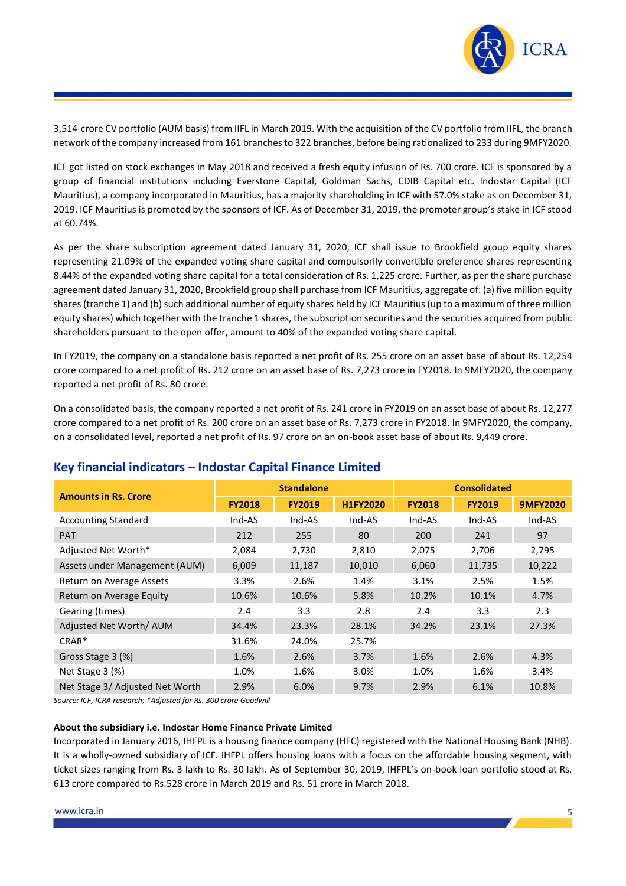3,514-crore CV portfolio (AUM basis) from IIFL in March 2019. With the acquisition of the CV portfolio from IIFL, the branch network of the company increased from 161 branches to 322 branches, before being rationalized to 233 during 9MFY2020.

ICF got listed on stock exchanges in May 2018 and received a fresh equity infusion of Rs. 700 crore. ICF is sponsored by a group of financial institutions including Everstone Capital, Goldman Sachs, CDIB Capital etc. Indostar Capital (ICF Mauritius), a company incorporated in Mauritius, has a majority shareholding in ICF with 57.0% stake as on December 31, 2019. ICF Mauritius is promoted by the sponsors of ICF. As of December 31, 2019, the promoter group's stake in ICF stood at 60.74%.

As per the share subscription agreement dated January 31, 2020, ICF shall issue to Brookfield group equity shares representing 21.09% of the expanded voting share capital and compulsorily convertible preference shares representing 8.44% of the expanded voting share capital for a total consideration of Rs. 1,225 crore. Further, as per the share purchase agreement dated January 31, 2020, Brookfield group shall purchase from ICF Mauritius, aggregate of: (a) five million equity shares (tranche 1) and (b) such additional number of equity shares held by ICF Mauritius (up to a maximum of three million equity shares) which together with the tranche 1 shares, the subscription securities and the securities acquired from public shareholders pursuant to the open offer, amount to 40% of the expanded voting share capital.

In FY2019, the company on a standalone basis reported a net profit of Rs. 255 crore on an asset base of about Rs. 12,254 crore compared to a net profit of Rs. 212 crore on an asset base of Rs. 7,273 crore in FY2018. In 9MFY2020, the company reported a net profit of Rs. 80 crore.

On a consolidated basis, the company reported a net profit of Rs. 241 crore in FY2019 on an asset base of about Rs. 12,277 crore compared to a net profit of Rs. 200 crore on an asset base of Rs. 7,273 crore in FY2018. In 9MFY2020, the company, on a consolidated level, reported a net profit of Rs. 97 crore on an on-book asset base of about Rs. 9,449 crore.

## Key financial indicators – Indostar Capital Finance Limited

| Amounts in Rs. Crore | Standalone | | | Consolidated | | |
|---|---|---|---|---|---|---|
| | FY2018 | FY2019 | H1FY2020 | FY2018 | FY2019 | 9MFY2020 |
| Accounting Standard | Ind-AS | Ind-AS | Ind-AS | Ind-AS | Ind-AS | Ind-AS |
| PAT | 212 | 255 | 80 | 200 | 241 | 97 |
| Adjusted Net Worth* | 2,084 | 2,730 | 2,810 | 2,075 | 2,706 | 2,795 |
| Assets under Management (AUM) | 6,009 | 11,187 | 10,010 | 6,060 | 11,735 | 10,222 |
| Return on Average Assets | 3.3% | 2.6% | 1.4% | 3.1% | 2.5% | 1.5% |
| Return on Average Equity | 10.6% | 10.6% | 5.8% | 10.2% | 10.1% | 4.7% |
| Gearing (times) | 2.4 | 3.3 | 2.8 | 2.4 | 3.3 | 2.3 |
| Adjusted Net Worth/ AUM | 34.4% | 23.3% | 28.1% | 34.2% | 23.1% | 27.3% |
| CRAR* | 31.6% | 24.0% | 25.7% | | | |
| Gross Stage 3 (%) | 1.6% | 2.6% | 3.7% | 1.6% | 2.6% | 4.3% |
| Net Stage 3 (%) | 1.0% | 1.6% | 3.0% | 1.0% | 1.6% | 3.4% |
| Net Stage 3/ Adjusted Net Worth | 2.9% | 6.0% | 9.7% | 2.9% | 6.1% | 10.8% |

*Source: ICF, ICRA research; *Adjusted for Rs. 300 crore Goodwill*

**About the subsidiary i.e. Indostar Home Finance Private Limited**

Incorporated in January 2016, IHFPL is a housing finance company (HFC) registered with the National Housing Bank (NHB). It is a wholly-owned subsidiary of ICF. IHFPL offers housing loans with a focus on the affordable housing segment, with ticket sizes ranging from Rs. 3 lakh to Rs. 30 lakh. As of September 30, 2019, IHFPL's on-book loan portfolio stood at Rs. 613 crore compared to Rs.528 crore in March 2019 and Rs. 51 crore in March 2018.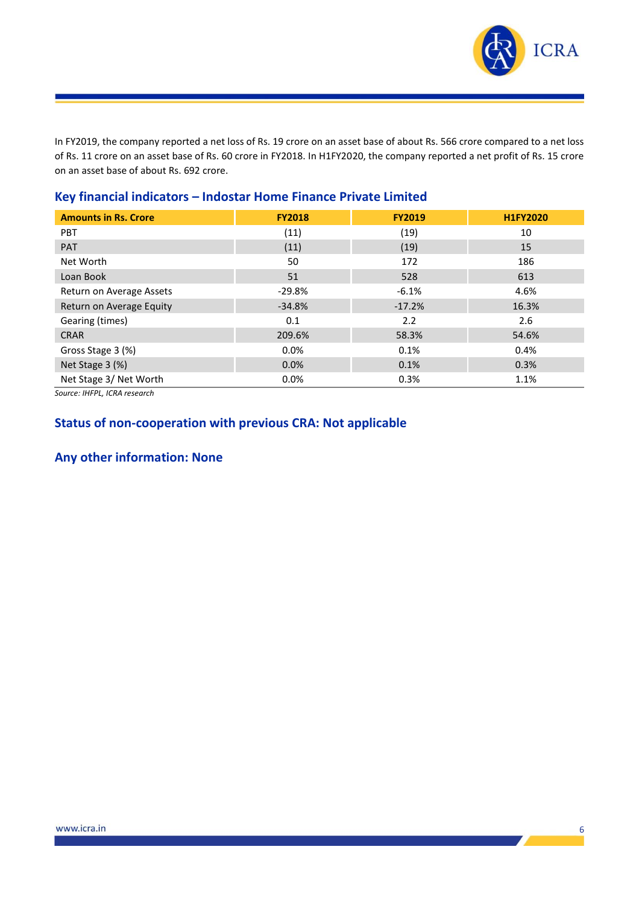In FY2019, the company reported a net loss of Rs. 19 crore on an asset base of about Rs. 566 crore compared to a net loss of Rs. 11 crore on an asset base of Rs. 60 crore in FY2018. In H1FY2020, the company reported a net profit of Rs. 15 crore on an asset base of about Rs. 692 crore.

## Key financial indicators – Indostar Home Finance Private Limited

| Amounts in Rs. Crore | FY2018 | FY2019 | H1FY2020 |
|---|---|---|---|
| PBT | (11) | (19) | 10 |
| PAT | (11) | (19) | 15 |
| Net Worth | 50 | 172 | 186 |
| Loan Book | 51 | 528 | 613 |
| Return on Average Assets | -29.8% | -6.1% | 4.6% |
| Return on Average Equity | -34.8% | -17.2% | 16.3% |
| Gearing (times) | 0.1 | 2.2 | 2.6 |
| CRAR | 209.6% | 58.3% | 54.6% |
| Gross Stage 3 (%) | 0.0% | 0.1% | 0.4% |
| Net Stage 3 (%) | 0.0% | 0.1% | 0.3% |
| Net Stage 3/ Net Worth | 0.0% | 0.3% | 1.1% |

*Source: IHFPL, ICRA research*

## Status of non-cooperation with previous CRA: Not applicable

## Any other information: None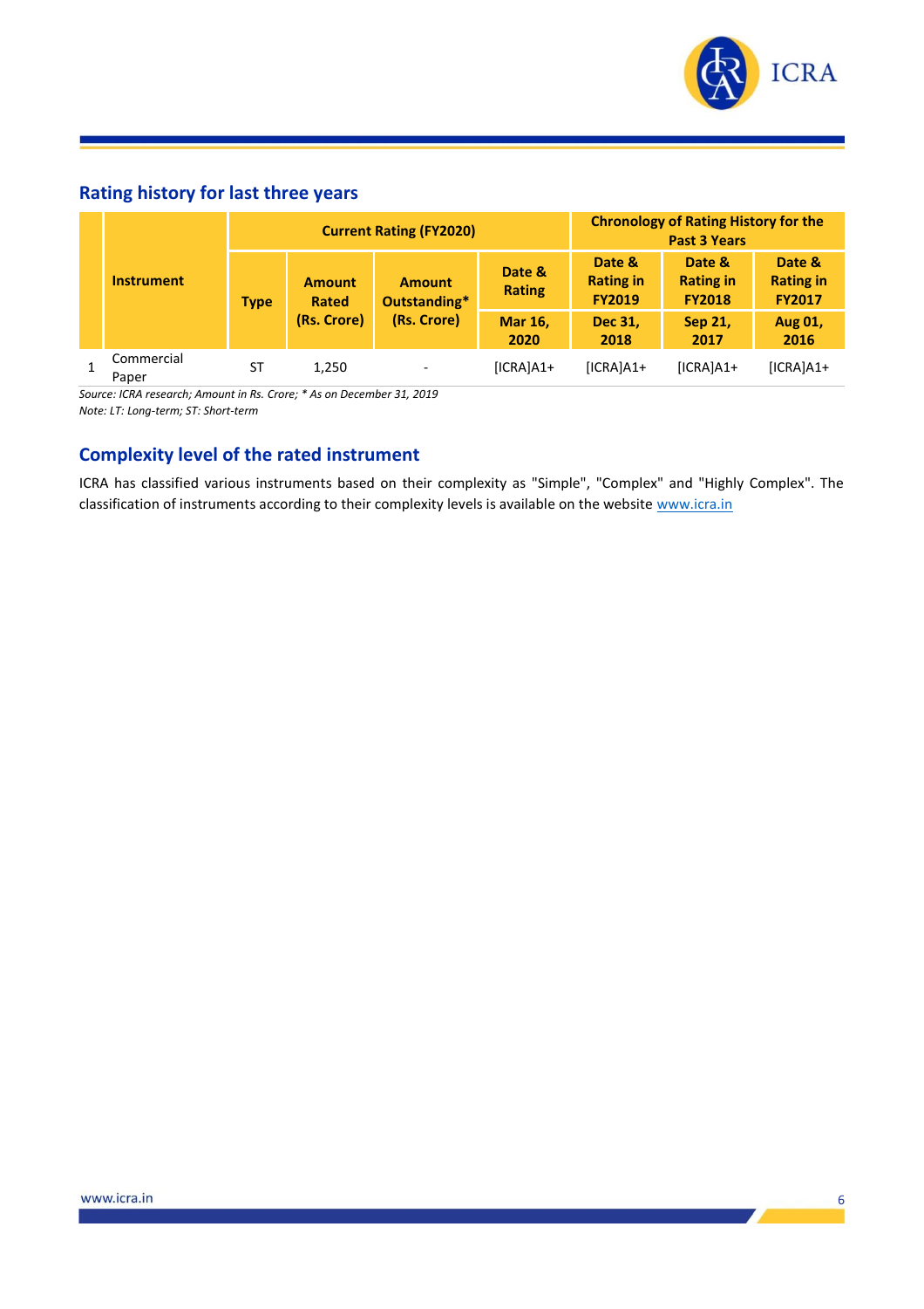## Rating history for last three years

| | Instrument | Current Rating (FY2020) | | | | Chronology of Rating History for the Past 3 Years | | |
|---|---|---|---|---|---|---|---|---|
| | | Type | Amount Rated (Rs. Crore) | Amount Outstanding* (Rs. Crore) | Date & Rating | Date & Rating in FY2019 | Date & Rating in FY2018 | Date & Rating in FY2017 |
| | | | | | Mar 16, 2020 | Dec 31, 2018 | Sep 21, 2017 | Aug 01, 2016 |
| 1 | Commercial Paper | ST | 1,250 | - | [ICRA]A1+ | [ICRA]A1+ | [ICRA]A1+ | [ICRA]A1+ |

*Source: ICRA research; Amount in Rs. Crore; * As on December 31, 2019*
*Note: LT: Long-term; ST: Short-term*

## Complexity level of the rated instrument

ICRA has classified various instruments based on their complexity as "Simple", "Complex" and "Highly Complex". The classification of instruments according to their complexity levels is available on the website www.icra.in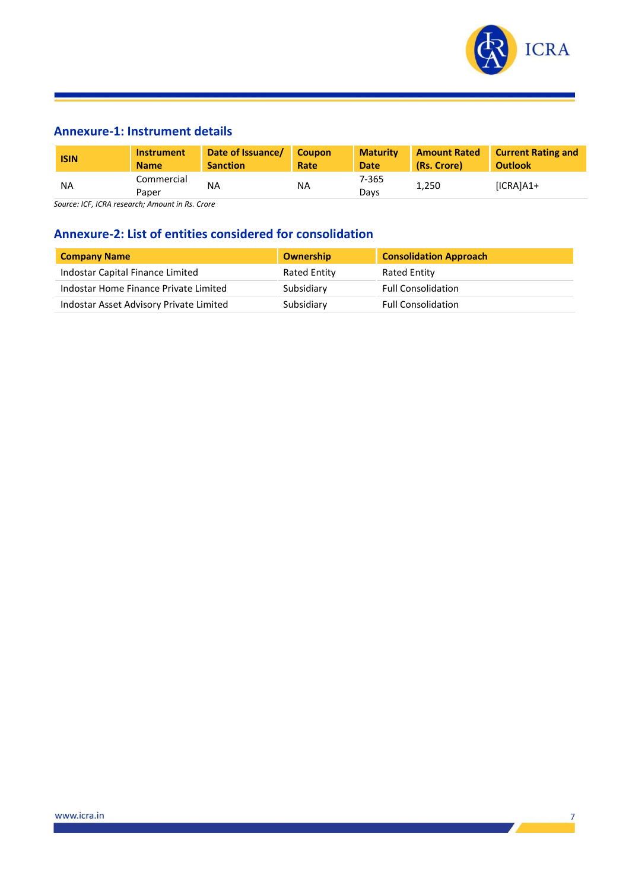## Annexure-1: Instrument details

| ISIN | Instrument Name | Date of Issuance/ Sanction | Coupon Rate | Maturity Date | Amount Rated (Rs. Crore) | Current Rating and Outlook |
|---|---|---|---|---|---|---|
| NA | Commercial Paper | NA | NA | 7-365 Days | 1,250 | [ICRA]A1+ |

*Source: ICF, ICRA research; Amount in Rs. Crore*

## Annexure-2: List of entities considered for consolidation

| Company Name | Ownership | Consolidation Approach |
|---|---|---|
| Indostar Capital Finance Limited | Rated Entity | Rated Entity |
| Indostar Home Finance Private Limited | Subsidiary | Full Consolidation |
| Indostar Asset Advisory Private Limited | Subsidiary | Full Consolidation |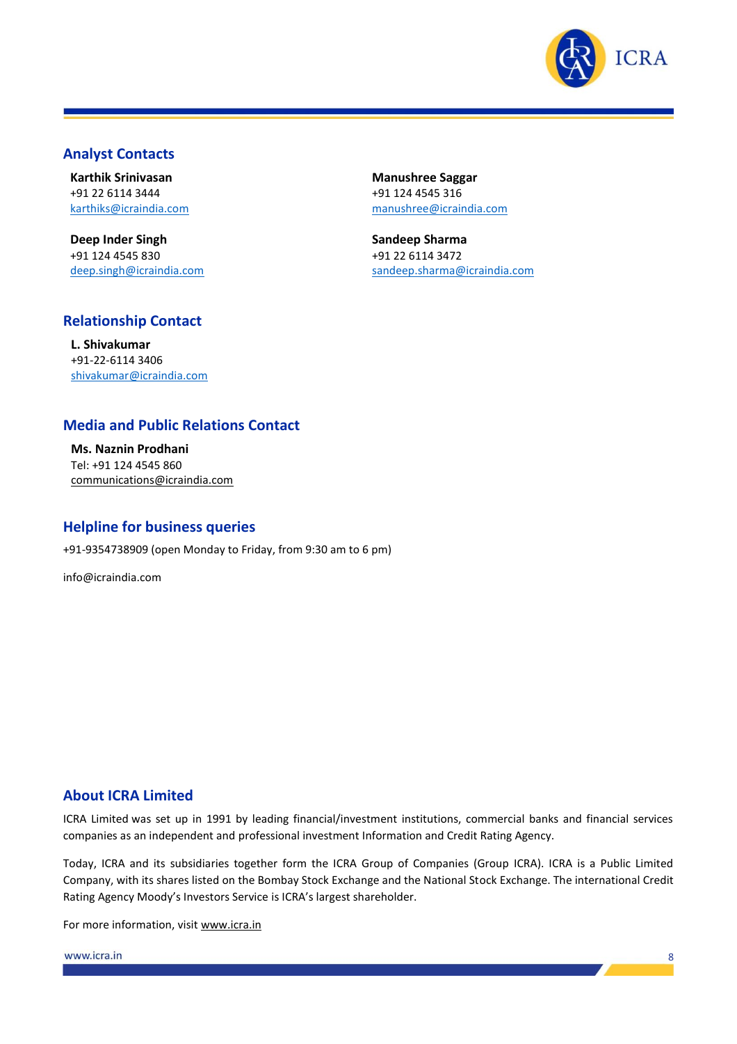## Analyst Contacts

**Karthik Srinivasan**
+91 22 6114 3444
karthiks@icraindia.com

**Manushree Saggar**
+91 124 4545 316
manushree@icraindia.com

**Deep Inder Singh**
+91 124 4545 830
deep.singh@icraindia.com

**Sandeep Sharma**
+91 22 6114 3472
sandeep.sharma@icraindia.com

## Relationship Contact

**L. Shivakumar**
+91-22-6114 3406
shivakumar@icraindia.com

## Media and Public Relations Contact

**Ms. Naznin Prodhani**
Tel: +91 124 4545 860
communications@icraindia.com

## Helpline for business queries

+91-9354738909 (open Monday to Friday, from 9:30 am to 6 pm)

info@icraindia.com

## About ICRA Limited

ICRA Limited was set up in 1991 by leading financial/investment institutions, commercial banks and financial services companies as an independent and professional investment Information and Credit Rating Agency.

Today, ICRA and its subsidiaries together form the ICRA Group of Companies (Group ICRA). ICRA is a Public Limited Company, with its shares listed on the Bombay Stock Exchange and the National Stock Exchange. The international Credit Rating Agency Moody's Investors Service is ICRA's largest shareholder.

For more information, visit www.icra.in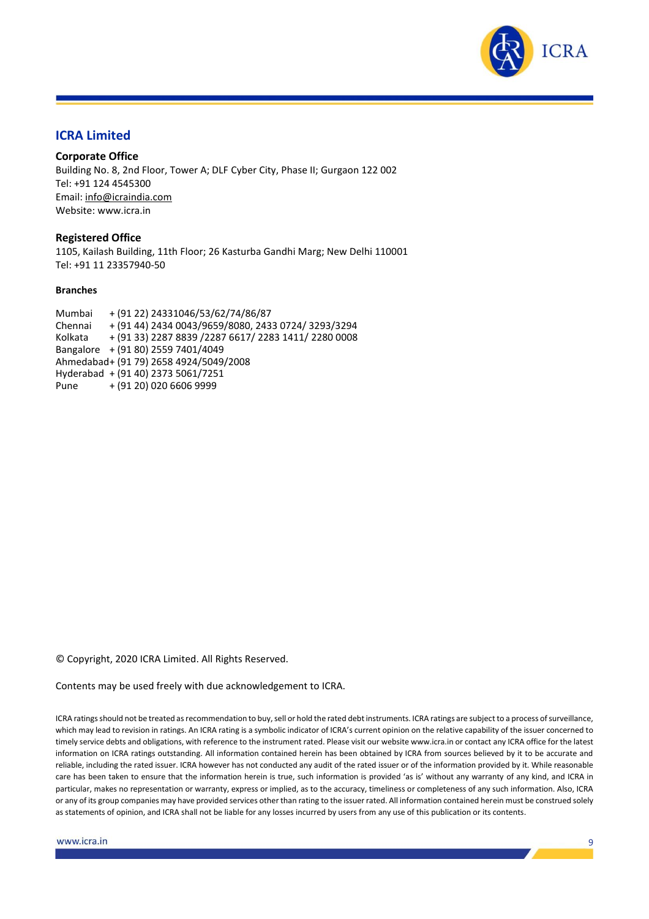## ICRA Limited

**Corporate Office**
Building No. 8, 2nd Floor, Tower A; DLF Cyber City, Phase II; Gurgaon 122 002
Tel: +91 124 4545300
Email: info@icraindia.com
Website: www.icra.in

**Registered Office**
1105, Kailash Building, 11th Floor; 26 Kasturba Gandhi Marg; New Delhi 110001
Tel: +91 11 23357940-50

**Branches**

| | |
|---|---|
| Mumbai | + (91 22) 24331046/53/62/74/86/87 |
| Chennai | + (91 44) 2434 0043/9659/8080, 2433 0724/ 3293/3294 |
| Kolkata | + (91 33) 2287 8839 /2287 6617/ 2283 1411/ 2280 0008 |
| Bangalore | + (91 80) 2559 7401/4049 |
| Ahmedabad | + (91 79) 2658 4924/5049/2008 |
| Hyderabad | + (91 40) 2373 5061/7251 |
| Pune | + (91 20) 020 6606 9999 |

© Copyright, 2020 ICRA Limited. All Rights Reserved.

Contents may be used freely with due acknowledgement to ICRA.

ICRA ratings should not be treated as recommendation to buy, sell or hold the rated debt instruments. ICRA ratings are subject to a process of surveillance, which may lead to revision in ratings. An ICRA rating is a symbolic indicator of ICRA's current opinion on the relative capability of the issuer concerned to timely service debts and obligations, with reference to the instrument rated. Please visit our website www.icra.in or contact any ICRA office for the latest information on ICRA ratings outstanding. All information contained herein has been obtained by ICRA from sources believed by it to be accurate and reliable, including the rated issuer. ICRA however has not conducted any audit of the rated issuer or of the information provided by it. While reasonable care has been taken to ensure that the information herein is true, such information is provided 'as is' without any warranty of any kind, and ICRA in particular, makes no representation or warranty, express or implied, as to the accuracy, timeliness or completeness of any such information. Also, ICRA or any of its group companies may have provided services other than rating to the issuer rated. All information contained herein must be construed solely as statements of opinion, and ICRA shall not be liable for any losses incurred by users from any use of this publication or its contents.